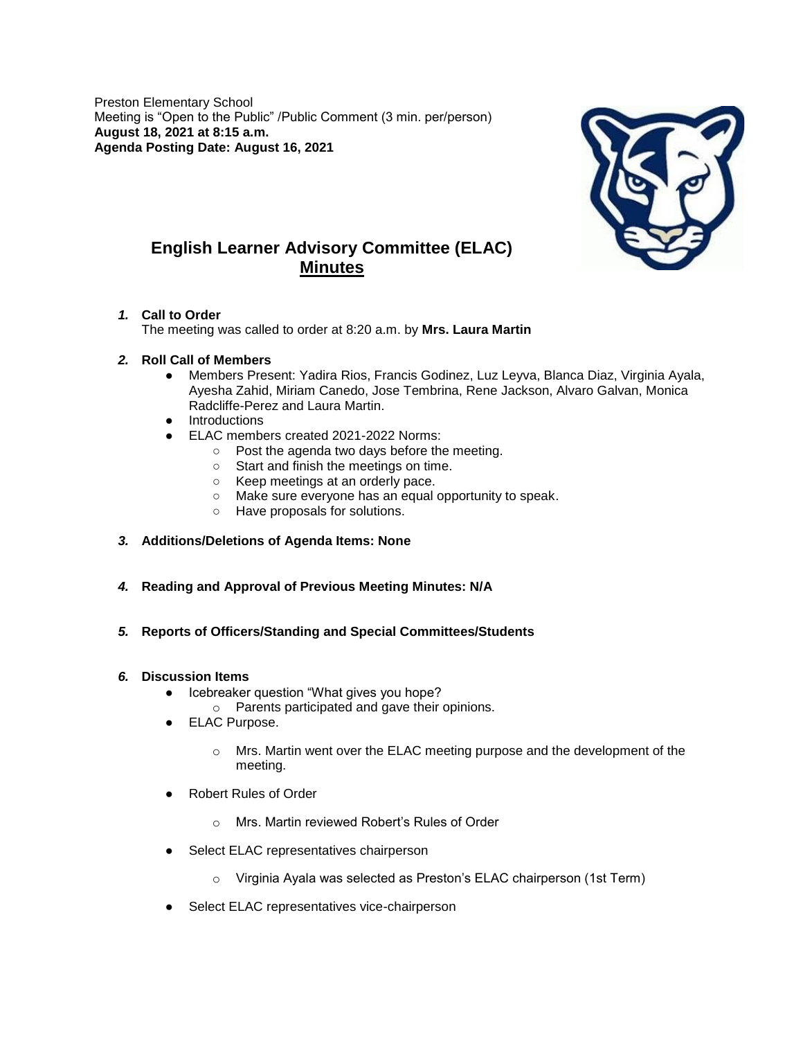Preston Elementary School
Meeting is "Open to the Public" /Public Comment (3 min. per/person)
**August 18, 2021 at 8:15 a.m.**
**Agenda Posting Date: August 16, 2021**

# English Learner Advisory Committee (ELAC)
## Minutes

1. **Call to Order**
   The meeting was called to order at 8:20 a.m. by **Mrs. Laura Martin**

2. **Roll Call of Members**
   - Members Present: Yadira Rios, Francis Godinez, Luz Leyva, Blanca Diaz, Virginia Ayala, Ayesha Zahid, Miriam Canedo, Jose Tembrina, Rene Jackson, Alvaro Galvan, Monica Radcliffe-Perez and Laura Martin.
   - Introductions
   - ELAC members created 2021-2022 Norms:
     - Post the agenda two days before the meeting.
     - Start and finish the meetings on time.
     - Keep meetings at an orderly pace.
     - Make sure everyone has an equal opportunity to speak.
     - Have proposals for solutions.

3. **Additions/Deletions of Agenda Items: None**

4. **Reading and Approval of Previous Meeting Minutes: N/A**

5. **Reports of Officers/Standing and Special Committees/Students**

6. **Discussion Items**
   - Icebreaker question "What gives you hope?
     - Parents participated and gave their opinions.
   - ELAC Purpose.
     - Mrs. Martin went over the ELAC meeting purpose and the development of the meeting.
   - Robert Rules of Order
     - Mrs. Martin reviewed Robert's Rules of Order
   - Select ELAC representatives chairperson
     - Virginia Ayala was selected as Preston's ELAC chairperson (1st Term)
   - Select ELAC representatives vice-chairperson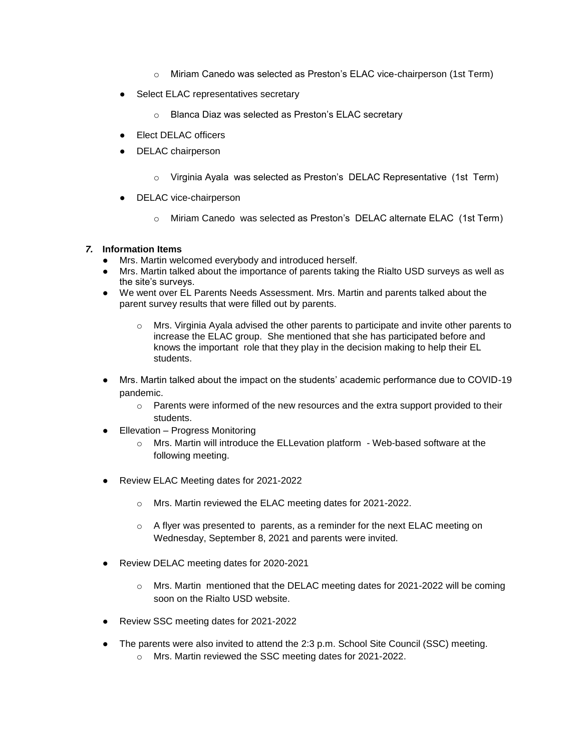- Miriam Canedo was selected as Preston's ELAC vice-chairperson (1st Term)
- Select ELAC representatives secretary
    - Blanca Diaz was selected as Preston's ELAC secretary
- Elect DELAC officers
- DELAC chairperson
    - Virginia Ayala was selected as Preston's DELAC Representative (1st Term)
- DELAC vice-chairperson
    - Miriam Canedo was selected as Preston's DELAC alternate ELAC (1st Term)

***7.* Information Items**

- Mrs. Martin welcomed everybody and introduced herself.
- Mrs. Martin talked about the importance of parents taking the Rialto USD surveys as well as the site's surveys.
- We went over EL Parents Needs Assessment. Mrs. Martin and parents talked about the parent survey results that were filled out by parents.
    - Mrs. Virginia Ayala advised the other parents to participate and invite other parents to increase the ELAC group. She mentioned that she has participated before and knows the important role that they play in the decision making to help their EL students.
- Mrs. Martin talked about the impact on the students' academic performance due to COVID-19 pandemic.
    - Parents were informed of the new resources and the extra support provided to their students.
- Ellevation – Progress Monitoring
    - Mrs. Martin will introduce the ELLevation platform - Web-based software at the following meeting.
- Review ELAC Meeting dates for 2021-2022
    - Mrs. Martin reviewed the ELAC meeting dates for 2021-2022.
    - A flyer was presented to parents, as a reminder for the next ELAC meeting on Wednesday, September 8, 2021 and parents were invited.
- Review DELAC meeting dates for 2020-2021
    - Mrs. Martin mentioned that the DELAC meeting dates for 2021-2022 will be coming soon on the Rialto USD website.
- Review SSC meeting dates for 2021-2022
- The parents were also invited to attend the 2:3 p.m. School Site Council (SSC) meeting.
    - Mrs. Martin reviewed the SSC meeting dates for 2021-2022.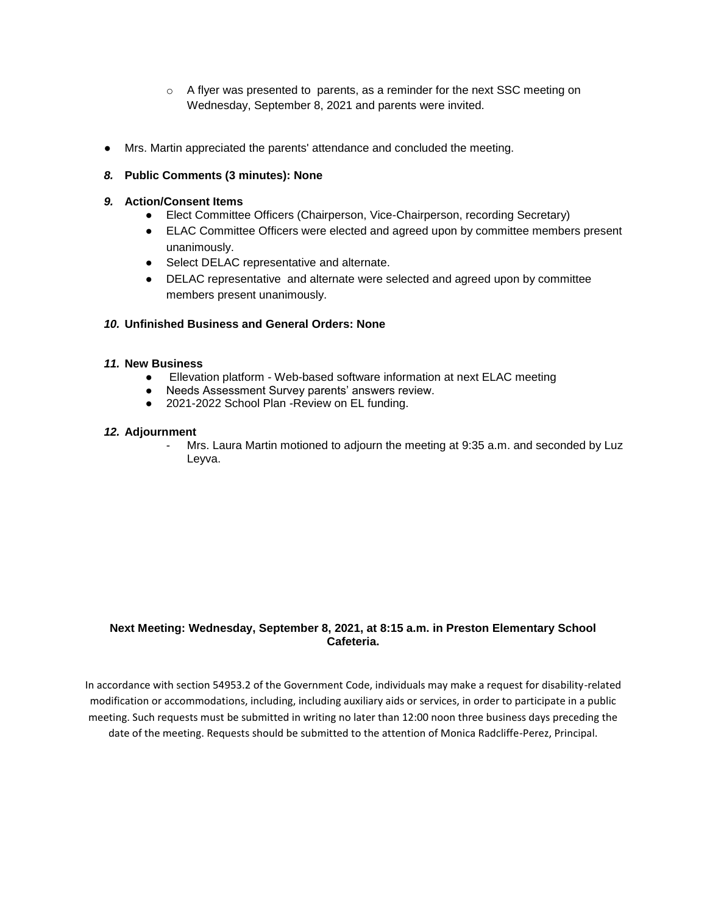- A flyer was presented to parents, as a reminder for the next SSC meeting on Wednesday, September 8, 2021 and parents were invited.

- Mrs. Martin appreciated the parents' attendance and concluded the meeting.

***8.*** **Public Comments (3 minutes): None**

***9.*** **Action/Consent Items**

- Elect Committee Officers (Chairperson, Vice-Chairperson, recording Secretary)
- ELAC Committee Officers were elected and agreed upon by committee members present unanimously.
- Select DELAC representative and alternate.
- DELAC representative and alternate were selected and agreed upon by committee members present unanimously.

***10.*** **Unfinished Business and General Orders: None**

***11.*** **New Business**

- Ellevation platform - Web-based software information at next ELAC meeting
- Needs Assessment Survey parents' answers review.
- 2021-2022 School Plan -Review on EL funding.

***12.*** **Adjournment**

- Mrs. Laura Martin motioned to adjourn the meeting at 9:35 a.m. and seconded by Luz Leyva.

**Next Meeting: Wednesday, September 8, 2021, at 8:15 a.m. in Preston Elementary School Cafeteria.**

In accordance with section 54953.2 of the Government Code, individuals may make a request for disability-related modification or accommodations, including, including auxiliary aids or services, in order to participate in a public meeting. Such requests must be submitted in writing no later than 12:00 noon three business days preceding the date of the meeting. Requests should be submitted to the attention of Monica Radcliffe-Perez, Principal.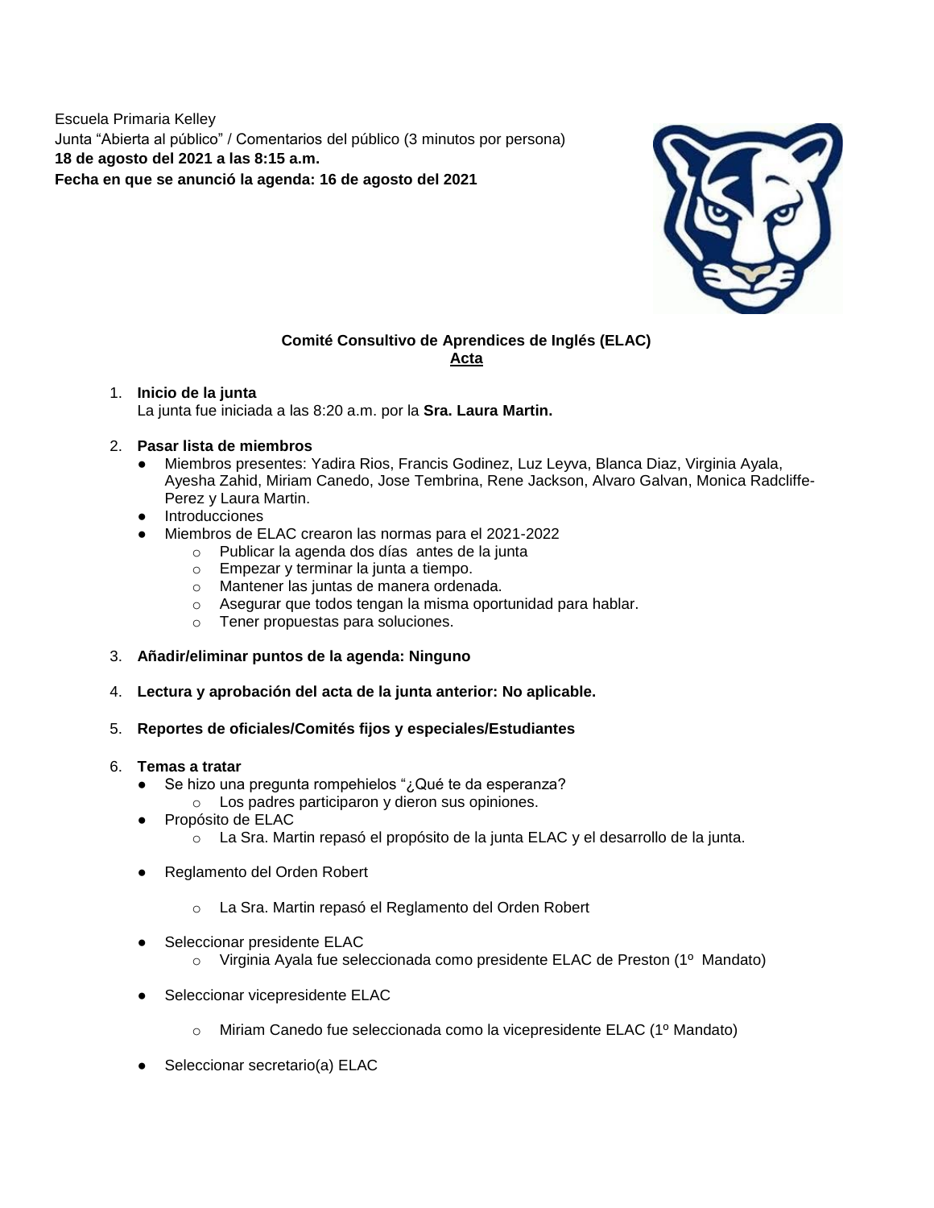Escuela Primaria Kelley
Junta “Abierta al público” / Comentarios del público (3 minutos por persona)
**18 de agosto del 2021 a las 8:15 a.m.**
**Fecha en que se anunció la agenda: 16 de agosto del 2021**

**Comité Consultivo de Aprendices de Inglés (ELAC)**
**Acta**

1. **Inicio de la junta**
   La junta fue iniciada a las 8:20 a.m. por la **Sra. Laura Martin.**

2. **Pasar lista de miembros**
   - Miembros presentes: Yadira Rios, Francis Godinez, Luz Leyva, Blanca Diaz, Virginia Ayala, Ayesha Zahid, Miriam Canedo, Jose Tembrina, Rene Jackson, Alvaro Galvan, Monica Radcliffe-Perez y Laura Martin.
   - Introducciones
   - Miembros de ELAC crearon las normas para el 2021-2022
     - Publicar la agenda dos días antes de la junta
     - Empezar y terminar la junta a tiempo.
     - Mantener las juntas de manera ordenada.
     - Asegurar que todos tengan la misma oportunidad para hablar.
     - Tener propuestas para soluciones.

3. **Añadir/eliminar puntos de la agenda: Ninguno**

4. **Lectura y aprobación del acta de la junta anterior: No aplicable.**

5. **Reportes de oficiales/Comités fijos y especiales/Estudiantes**

6. **Temas a tratar**
   - Se hizo una pregunta rompehielos “¿Qué te da esperanza?
     - Los padres participaron y dieron sus opiniones.
   - Propósito de ELAC
     - La Sra. Martin repasó el propósito de la junta ELAC y el desarrollo de la junta.
   - Reglamento del Orden Robert
     - La Sra. Martin repasó el Reglamento del Orden Robert
   - Seleccionar presidente ELAC
     - Virginia Ayala fue seleccionada como presidente ELAC de Preston (1º Mandato)
   - Seleccionar vicepresidente ELAC
     - Miriam Canedo fue seleccionada como la vicepresidente ELAC (1º Mandato)
   - Seleccionar secretario(a) ELAC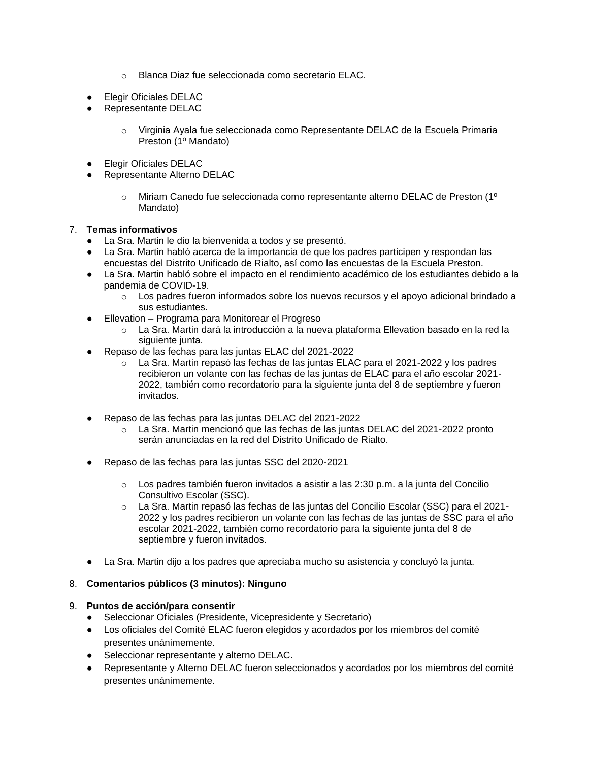- Blanca Diaz fue seleccionada como secretario ELAC.

- Elegir Oficiales DELAC
- Representante DELAC

   - Virginia Ayala fue seleccionada como Representante DELAC de la Escuela Primaria Preston (1º Mandato)

- Elegir Oficiales DELAC
- Representante Alterno DELAC

   - Miriam Canedo fue seleccionada como representante alterno DELAC de Preston (1º Mandato)

7. **Temas informativos**
   - La Sra. Martin le dio la bienvenida a todos y se presentó.
   - La Sra. Martin habló acerca de la importancia de que los padres participen y respondan las encuestas del Distrito Unificado de Rialto, así como las encuestas de la Escuela Preston.
   - La Sra. Martin habló sobre el impacto en el rendimiento académico de los estudiantes debido a la pandemia de COVID-19.
     - Los padres fueron informados sobre los nuevos recursos y el apoyo adicional brindado a sus estudiantes.
   - Ellevation – Programa para Monitorear el Progreso
     - La Sra. Martin dará la introducción a la nueva plataforma Ellevation basado en la red la siguiente junta.
   - Repaso de las fechas para las juntas ELAC del 2021-2022
     - La Sra. Martin repasó las fechas de las juntas ELAC para el 2021-2022 y los padres recibieron un volante con las fechas de las juntas de ELAC para el año escolar 2021-2022, también como recordatorio para la siguiente junta del 8 de septiembre y fueron invitados.

   - Repaso de las fechas para las juntas DELAC del 2021-2022
     - La Sra. Martin mencionó que las fechas de las juntas DELAC del 2021-2022 pronto serán anunciadas en la red del Distrito Unificado de Rialto.

   - Repaso de las fechas para las juntas SSC del 2020-2021

     - Los padres también fueron invitados a asistir a las 2:30 p.m. a la junta del Concilio Consultivo Escolar (SSC).
     - La Sra. Martin repasó las fechas de las juntas del Concilio Escolar (SSC) para el 2021-2022 y los padres recibieron un volante con las fechas de las juntas de SSC para el año escolar 2021-2022, también como recordatorio para la siguiente junta del 8 de septiembre y fueron invitados.

   - La Sra. Martin dijo a los padres que apreciaba mucho su asistencia y concluyó la junta.

8. **Comentarios públicos (3 minutos): Ninguno**

9. **Puntos de acción/para consentir**
   - Seleccionar Oficiales (Presidente, Vicepresidente y Secretario)
   - Los oficiales del Comité ELAC fueron elegidos y acordados por los miembros del comité presentes unánimemente.
   - Seleccionar representante y alterno DELAC.
   - Representante y Alterno DELAC fueron seleccionados y acordados por los miembros del comité presentes unánimemente.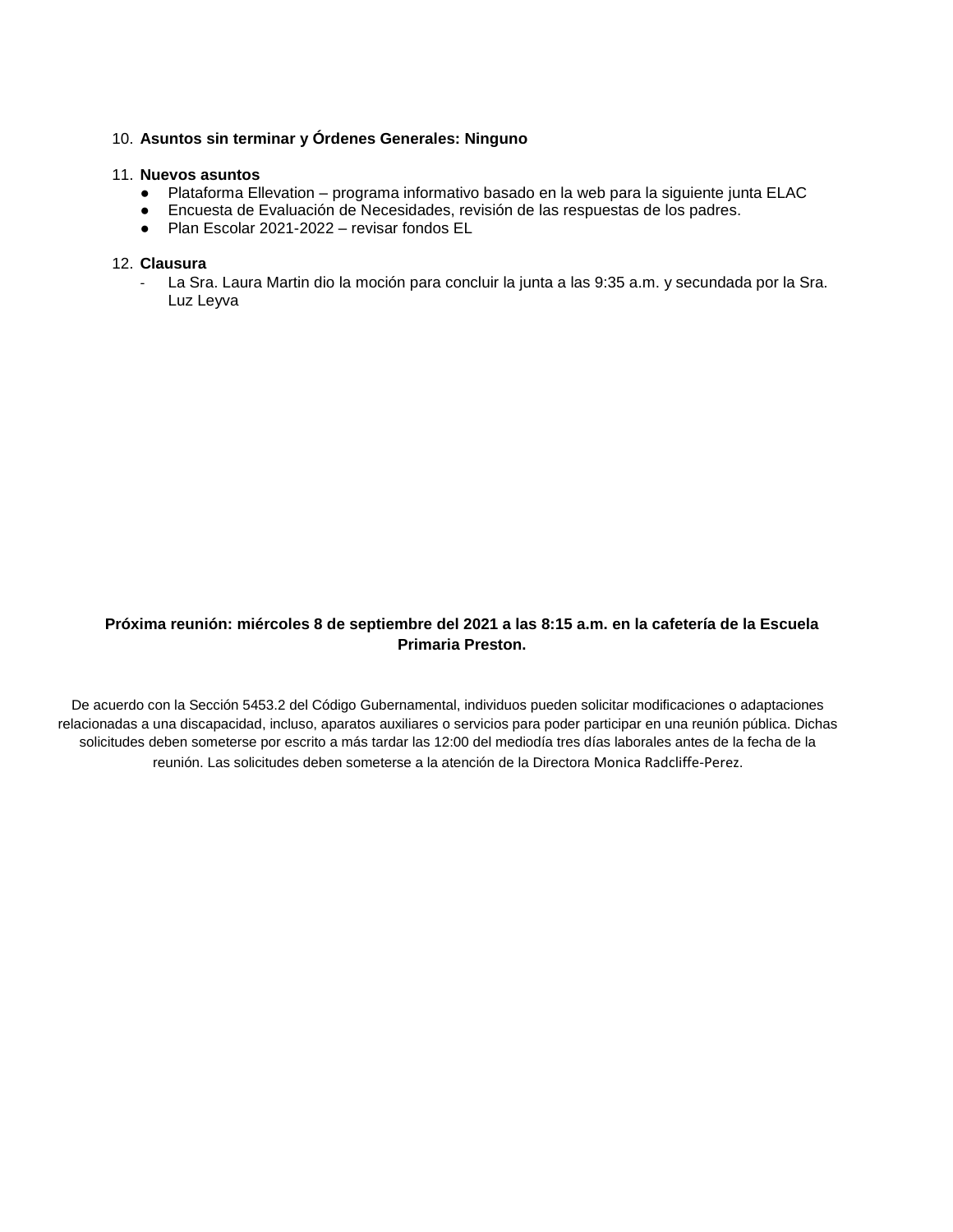10. **Asuntos sin terminar y Órdenes Generales: Ninguno**

11. **Nuevos asuntos**
    - Plataforma Ellevation – programa informativo basado en la web para la siguiente junta ELAC
    - Encuesta de Evaluación de Necesidades, revisión de las respuestas de los padres.
    - Plan Escolar 2021-2022 – revisar fondos EL

12. **Clausura**
    - La Sra. Laura Martin dio la moción para concluir la junta a las 9:35 a.m. y secundada por la Sra. Luz Leyva

**Próxima reunión: miércoles 8 de septiembre del 2021 a las 8:15 a.m. en la cafetería de la Escuela Primaria Preston.**

De acuerdo con la Sección 5453.2 del Código Gubernamental, individuos pueden solicitar modificaciones o adaptaciones relacionadas a una discapacidad, incluso, aparatos auxiliares o servicios para poder participar en una reunión pública. Dichas solicitudes deben someterse por escrito a más tardar las 12:00 del mediodía tres días laborales antes de la fecha de la reunión. Las solicitudes deben someterse a la atención de la Directora Monica Radcliffe-Perez.